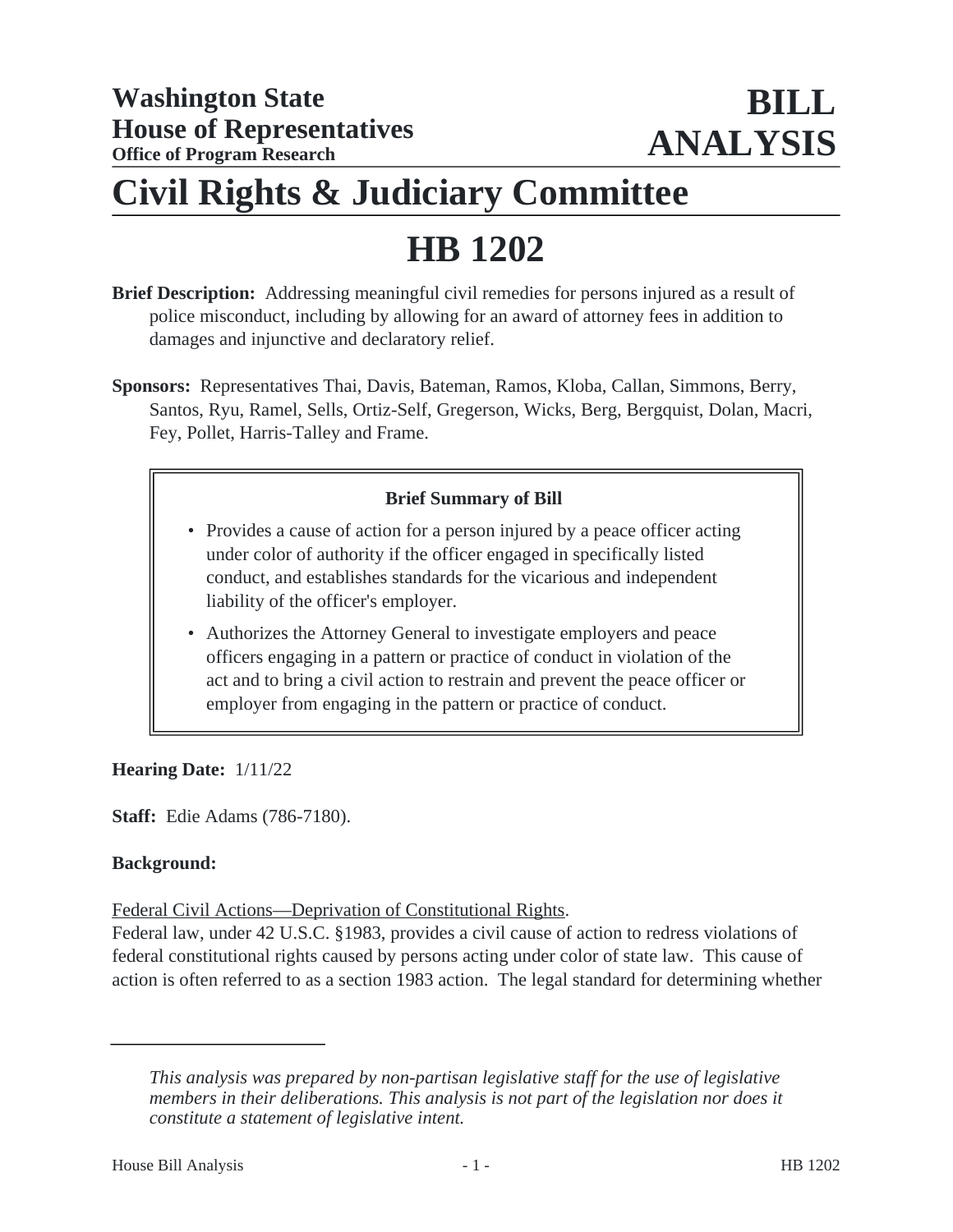**Washington State House of Representatives**
**Office of Program Research**

**BILL ANALYSIS**

# Civil Rights & Judiciary Committee

# HB 1202

**Brief Description:** Addressing meaningful civil remedies for persons injured as a result of police misconduct, including by allowing for an award of attorney fees in addition to damages and injunctive and declaratory relief.

**Sponsors:** Representatives Thai, Davis, Bateman, Ramos, Kloba, Callan, Simmons, Berry, Santos, Ryu, Ramel, Sells, Ortiz-Self, Gregerson, Wicks, Berg, Bergquist, Dolan, Macri, Fey, Pollet, Harris-Talley and Frame.

**Brief Summary of Bill**

- Provides a cause of action for a person injured by a peace officer acting under color of authority if the officer engaged in specifically listed conduct, and establishes standards for the vicarious and independent liability of the officer's employer.
- Authorizes the Attorney General to investigate employers and peace officers engaging in a pattern or practice of conduct in violation of the act and to bring a civil action to restrain and prevent the peace officer or employer from engaging in the pattern or practice of conduct.

**Hearing Date:** 1/11/22

**Staff:** Edie Adams (786-7180).

**Background:**

Federal Civil Actions—Deprivation of Constitutional Rights.

Federal law, under 42 U.S.C. §1983, provides a civil cause of action to redress violations of federal constitutional rights caused by persons acting under color of state law. This cause of action is often referred to as a section 1983 action. The legal standard for determining whether

*This analysis was prepared by non-partisan legislative staff for the use of legislative members in their deliberations. This analysis is not part of the legislation nor does it constitute a statement of legislative intent.*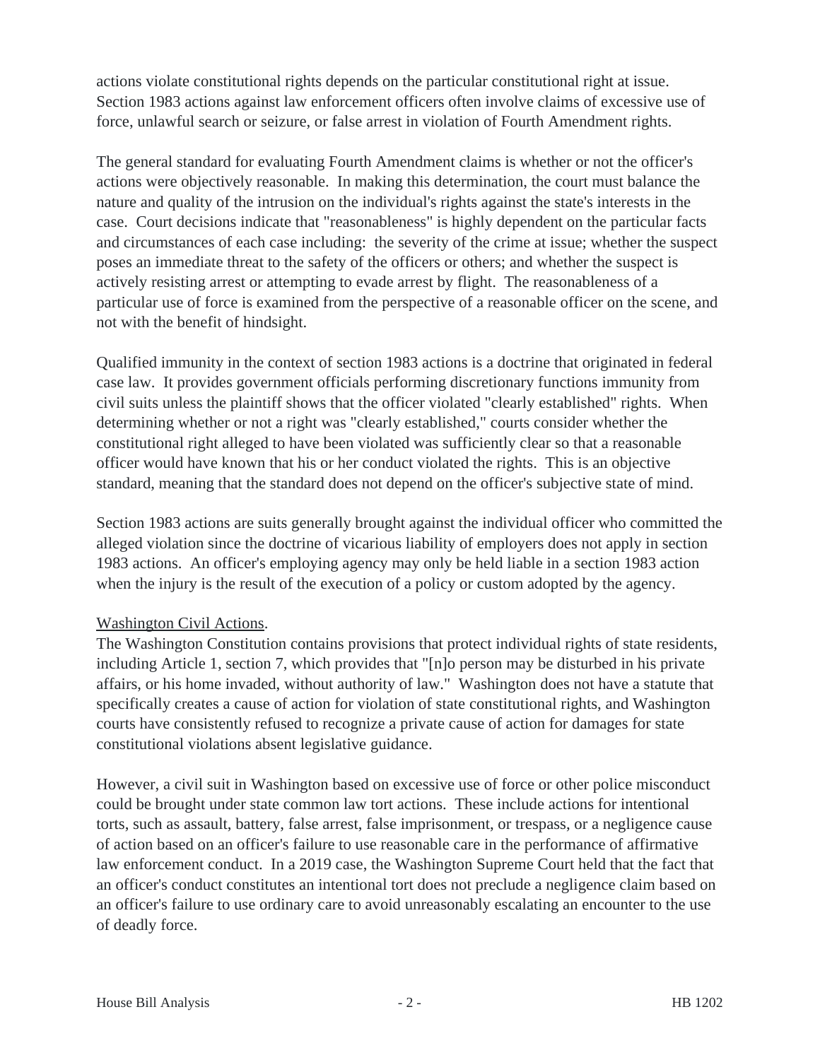actions violate constitutional rights depends on the particular constitutional right at issue. Section 1983 actions against law enforcement officers often involve claims of excessive use of force, unlawful search or seizure, or false arrest in violation of Fourth Amendment rights.

The general standard for evaluating Fourth Amendment claims is whether or not the officer's actions were objectively reasonable. In making this determination, the court must balance the nature and quality of the intrusion on the individual's rights against the state's interests in the case. Court decisions indicate that "reasonableness" is highly dependent on the particular facts and circumstances of each case including: the severity of the crime at issue; whether the suspect poses an immediate threat to the safety of the officers or others; and whether the suspect is actively resisting arrest or attempting to evade arrest by flight. The reasonableness of a particular use of force is examined from the perspective of a reasonable officer on the scene, and not with the benefit of hindsight.

Qualified immunity in the context of section 1983 actions is a doctrine that originated in federal case law. It provides government officials performing discretionary functions immunity from civil suits unless the plaintiff shows that the officer violated "clearly established" rights. When determining whether or not a right was "clearly established," courts consider whether the constitutional right alleged to have been violated was sufficiently clear so that a reasonable officer would have known that his or her conduct violated the rights. This is an objective standard, meaning that the standard does not depend on the officer's subjective state of mind.

Section 1983 actions are suits generally brought against the individual officer who committed the alleged violation since the doctrine of vicarious liability of employers does not apply in section 1983 actions. An officer's employing agency may only be held liable in a section 1983 action when the injury is the result of the execution of a policy or custom adopted by the agency.

Washington Civil Actions.

The Washington Constitution contains provisions that protect individual rights of state residents, including Article 1, section 7, which provides that "[n]o person may be disturbed in his private affairs, or his home invaded, without authority of law." Washington does not have a statute that specifically creates a cause of action for violation of state constitutional rights, and Washington courts have consistently refused to recognize a private cause of action for damages for state constitutional violations absent legislative guidance.

However, a civil suit in Washington based on excessive use of force or other police misconduct could be brought under state common law tort actions. These include actions for intentional torts, such as assault, battery, false arrest, false imprisonment, or trespass, or a negligence cause of action based on an officer's failure to use reasonable care in the performance of affirmative law enforcement conduct. In a 2019 case, the Washington Supreme Court held that the fact that an officer's conduct constitutes an intentional tort does not preclude a negligence claim based on an officer's failure to use ordinary care to avoid unreasonably escalating an encounter to the use of deadly force.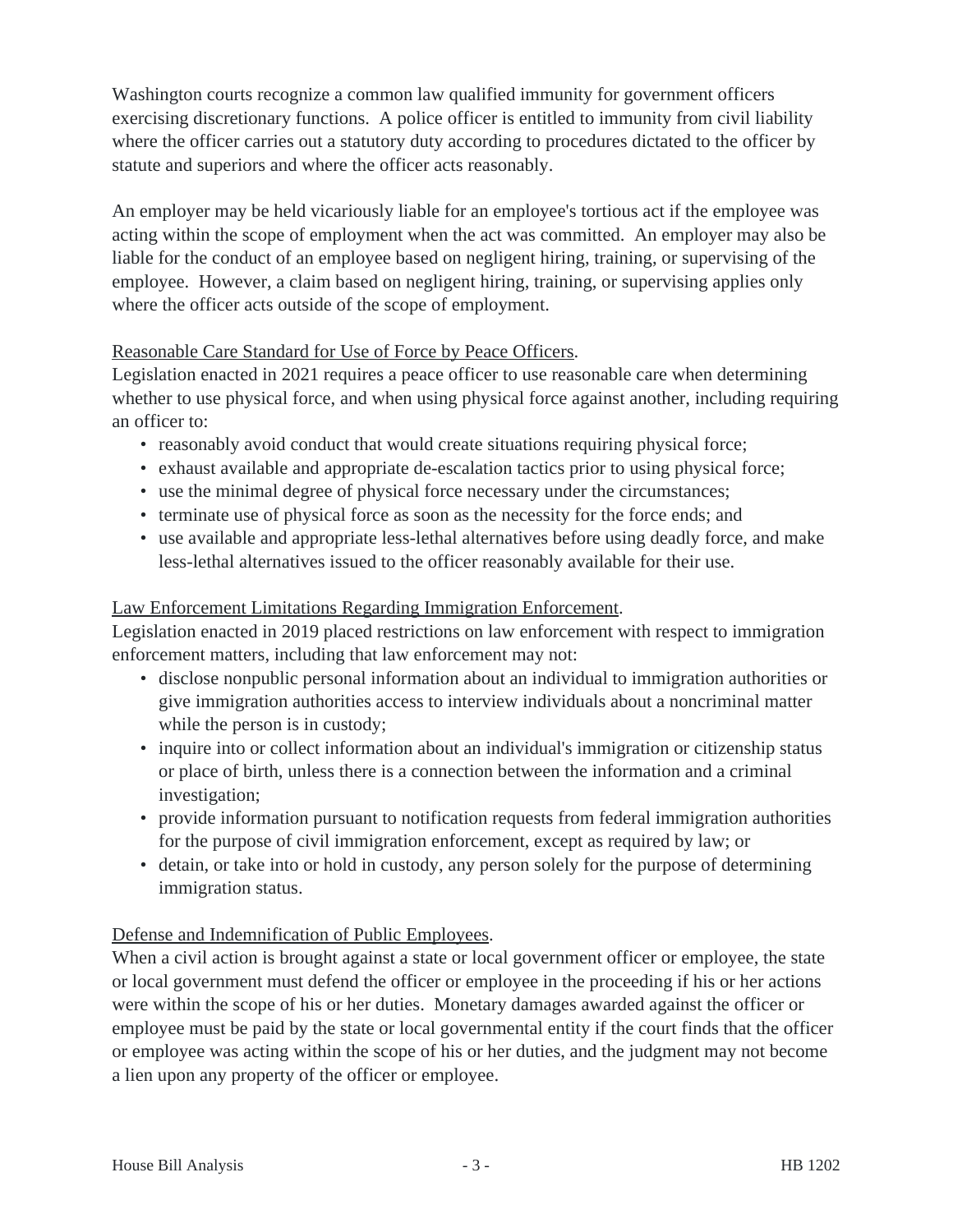Washington courts recognize a common law qualified immunity for government officers exercising discretionary functions. A police officer is entitled to immunity from civil liability where the officer carries out a statutory duty according to procedures dictated to the officer by statute and superiors and where the officer acts reasonably.

An employer may be held vicariously liable for an employee's tortious act if the employee was acting within the scope of employment when the act was committed. An employer may also be liable for the conduct of an employee based on negligent hiring, training, or supervising of the employee. However, a claim based on negligent hiring, training, or supervising applies only where the officer acts outside of the scope of employment.

Reasonable Care Standard for Use of Force by Peace Officers.
Legislation enacted in 2021 requires a peace officer to use reasonable care when determining whether to use physical force, and when using physical force against another, including requiring an officer to:

- reasonably avoid conduct that would create situations requiring physical force;
- exhaust available and appropriate de-escalation tactics prior to using physical force;
- use the minimal degree of physical force necessary under the circumstances;
- terminate use of physical force as soon as the necessity for the force ends; and
- use available and appropriate less-lethal alternatives before using deadly force, and make less-lethal alternatives issued to the officer reasonably available for their use.

Law Enforcement Limitations Regarding Immigration Enforcement.
Legislation enacted in 2019 placed restrictions on law enforcement with respect to immigration enforcement matters, including that law enforcement may not:

- disclose nonpublic personal information about an individual to immigration authorities or give immigration authorities access to interview individuals about a noncriminal matter while the person is in custody;
- inquire into or collect information about an individual's immigration or citizenship status or place of birth, unless there is a connection between the information and a criminal investigation;
- provide information pursuant to notification requests from federal immigration authorities for the purpose of civil immigration enforcement, except as required by law; or
- detain, or take into or hold in custody, any person solely for the purpose of determining immigration status.

Defense and Indemnification of Public Employees.
When a civil action is brought against a state or local government officer or employee, the state or local government must defend the officer or employee in the proceeding if his or her actions were within the scope of his or her duties. Monetary damages awarded against the officer or employee must be paid by the state or local governmental entity if the court finds that the officer or employee was acting within the scope of his or her duties, and the judgment may not become a lien upon any property of the officer or employee.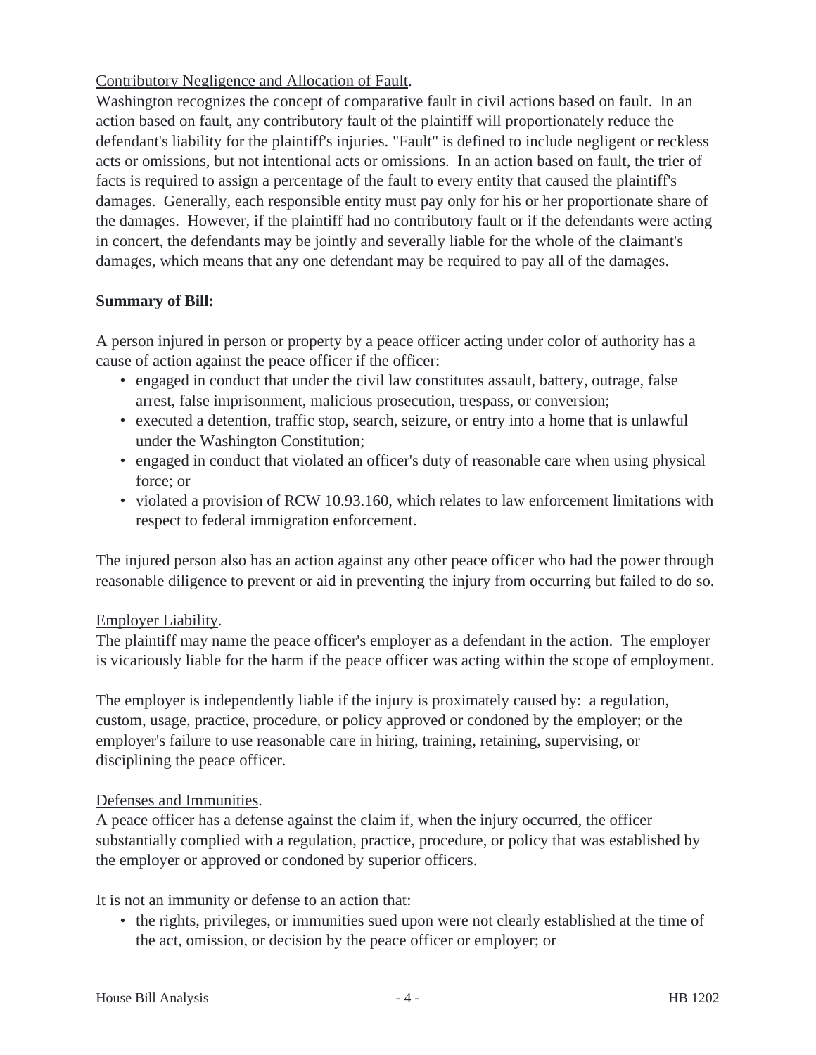Contributory Negligence and Allocation of Fault.

Washington recognizes the concept of comparative fault in civil actions based on fault. In an action based on fault, any contributory fault of the plaintiff will proportionately reduce the defendant's liability for the plaintiff's injuries. "Fault" is defined to include negligent or reckless acts or omissions, but not intentional acts or omissions. In an action based on fault, the trier of facts is required to assign a percentage of the fault to every entity that caused the plaintiff's damages. Generally, each responsible entity must pay only for his or her proportionate share of the damages. However, if the plaintiff had no contributory fault or if the defendants were acting in concert, the defendants may be jointly and severally liable for the whole of the claimant's damages, which means that any one defendant may be required to pay all of the damages.

**Summary of Bill:**

A person injured in person or property by a peace officer acting under color of authority has a cause of action against the peace officer if the officer:

- engaged in conduct that under the civil law constitutes assault, battery, outrage, false arrest, false imprisonment, malicious prosecution, trespass, or conversion;
- executed a detention, traffic stop, search, seizure, or entry into a home that is unlawful under the Washington Constitution;
- engaged in conduct that violated an officer's duty of reasonable care when using physical force; or
- violated a provision of RCW 10.93.160, which relates to law enforcement limitations with respect to federal immigration enforcement.

The injured person also has an action against any other peace officer who had the power through reasonable diligence to prevent or aid in preventing the injury from occurring but failed to do so.

Employer Liability.

The plaintiff may name the peace officer's employer as a defendant in the action. The employer is vicariously liable for the harm if the peace officer was acting within the scope of employment.

The employer is independently liable if the injury is proximately caused by: a regulation, custom, usage, practice, procedure, or policy approved or condoned by the employer; or the employer's failure to use reasonable care in hiring, training, retaining, supervising, or disciplining the peace officer.

Defenses and Immunities.

A peace officer has a defense against the claim if, when the injury occurred, the officer substantially complied with a regulation, practice, procedure, or policy that was established by the employer or approved or condoned by superior officers.

It is not an immunity or defense to an action that:

- the rights, privileges, or immunities sued upon were not clearly established at the time of the act, omission, or decision by the peace officer or employer; or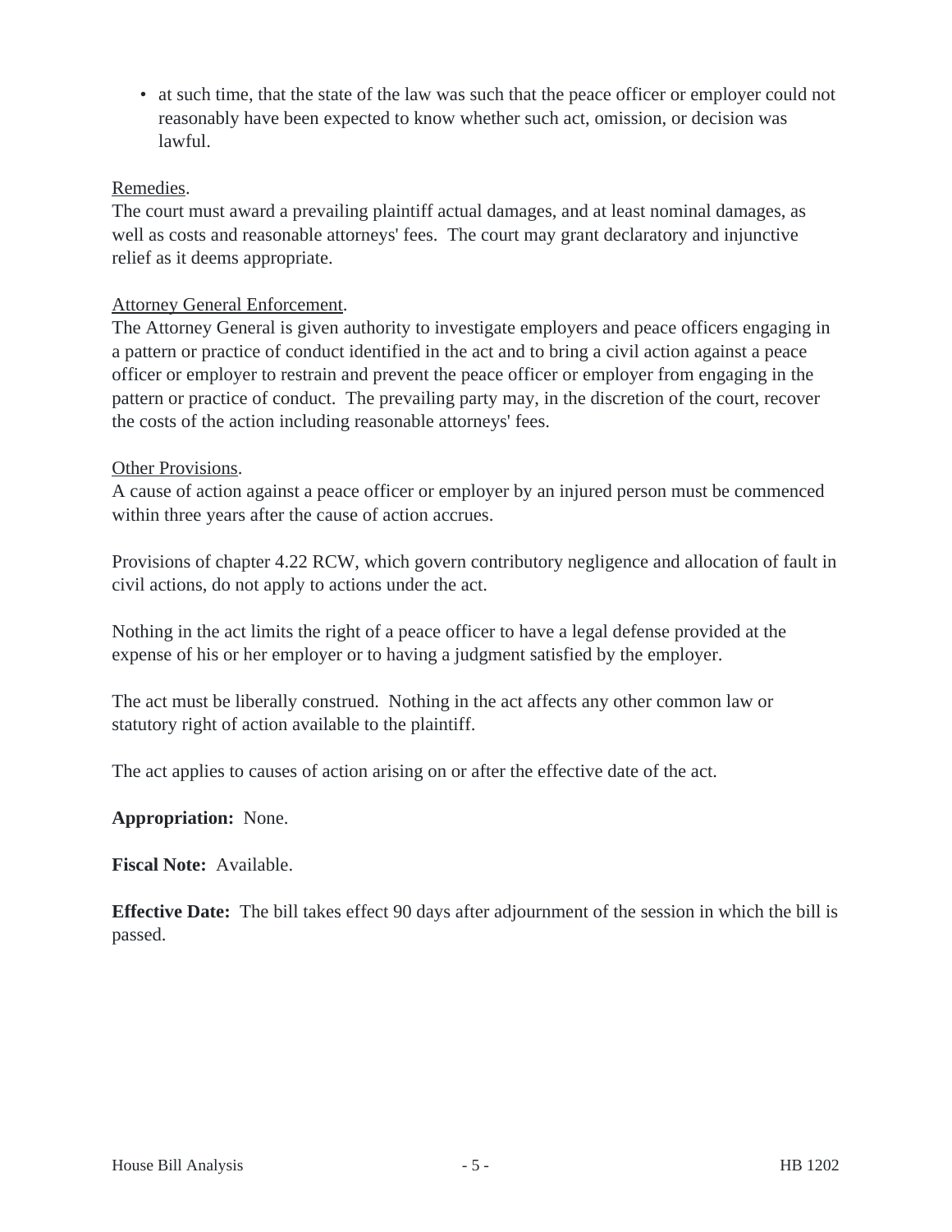- at such time, that the state of the law was such that the peace officer or employer could not reasonably have been expected to know whether such act, omission, or decision was lawful.

Remedies.
The court must award a prevailing plaintiff actual damages, and at least nominal damages, as well as costs and reasonable attorneys' fees. The court may grant declaratory and injunctive relief as it deems appropriate.

Attorney General Enforcement.
The Attorney General is given authority to investigate employers and peace officers engaging in a pattern or practice of conduct identified in the act and to bring a civil action against a peace officer or employer to restrain and prevent the peace officer or employer from engaging in the pattern or practice of conduct. The prevailing party may, in the discretion of the court, recover the costs of the action including reasonable attorneys' fees.

Other Provisions.
A cause of action against a peace officer or employer by an injured person must be commenced within three years after the cause of action accrues.

Provisions of chapter 4.22 RCW, which govern contributory negligence and allocation of fault in civil actions, do not apply to actions under the act.

Nothing in the act limits the right of a peace officer to have a legal defense provided at the expense of his or her employer or to having a judgment satisfied by the employer.

The act must be liberally construed. Nothing in the act affects any other common law or statutory right of action available to the plaintiff.

The act applies to causes of action arising on or after the effective date of the act.

**Appropriation:** None.

**Fiscal Note:** Available.

**Effective Date:** The bill takes effect 90 days after adjournment of the session in which the bill is passed.